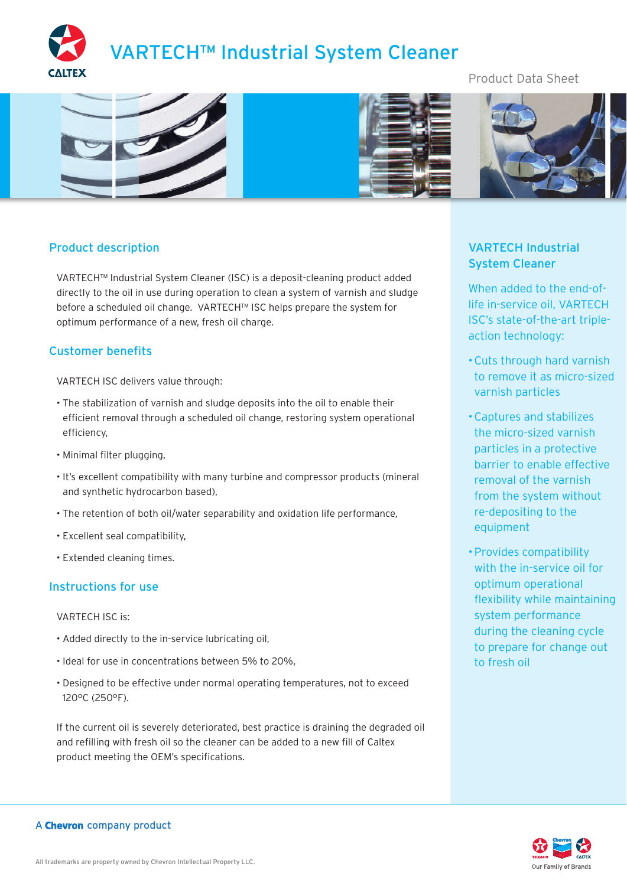# VARTECH™ Industrial System Cleaner

Product Data Sheet

## Product description

VARTECH™ Industrial System Cleaner (ISC) is a deposit-cleaning product added directly to the oil in use during operation to clean a system of varnish and sludge before a scheduled oil change. VARTECH™ ISC helps prepare the system for optimum performance of a new, fresh oil charge.

## Customer benefits

VARTECH ISC delivers value through:

- The stabilization of varnish and sludge deposits into the oil to enable their efficient removal through a scheduled oil change, restoring system operational efficiency,
- Minimal filter plugging,
- It's excellent compatibility with many turbine and compressor products (mineral and synthetic hydrocarbon based),
- The retention of both oil/water separability and oxidation life performance,
- Excellent seal compatibility,
- Extended cleaning times.

## Instructions for use

VARTECH ISC is:

- Added directly to the in-service lubricating oil,
- Ideal for use in concentrations between 5% to 20%,
- Designed to be effective under normal operating temperatures, not to exceed 120°C (250°F).

If the current oil is severely deteriorated, best practice is draining the degraded oil and refilling with fresh oil so the cleaner can be added to a new fill of Caltex product meeting the OEM's specifications.

## VARTECH Industrial System Cleaner

When added to the end-of-life in-service oil, VARTECH ISC's state-of-the-art triple-action technology:

- Cuts through hard varnish to remove it as micro-sized varnish particles
- Captures and stabilizes the micro-sized varnish particles in a protective barrier to enable effective removal of the varnish from the system without re-depositing to the equipment
- Provides compatibility with the in-service oil for optimum operational flexibility while maintaining system performance during the cleaning cycle to prepare for change out to fresh oil

A **Chevron** company product

All trademarks are property owned by Chevron Intellectual Property LLC.

Our Family of Brands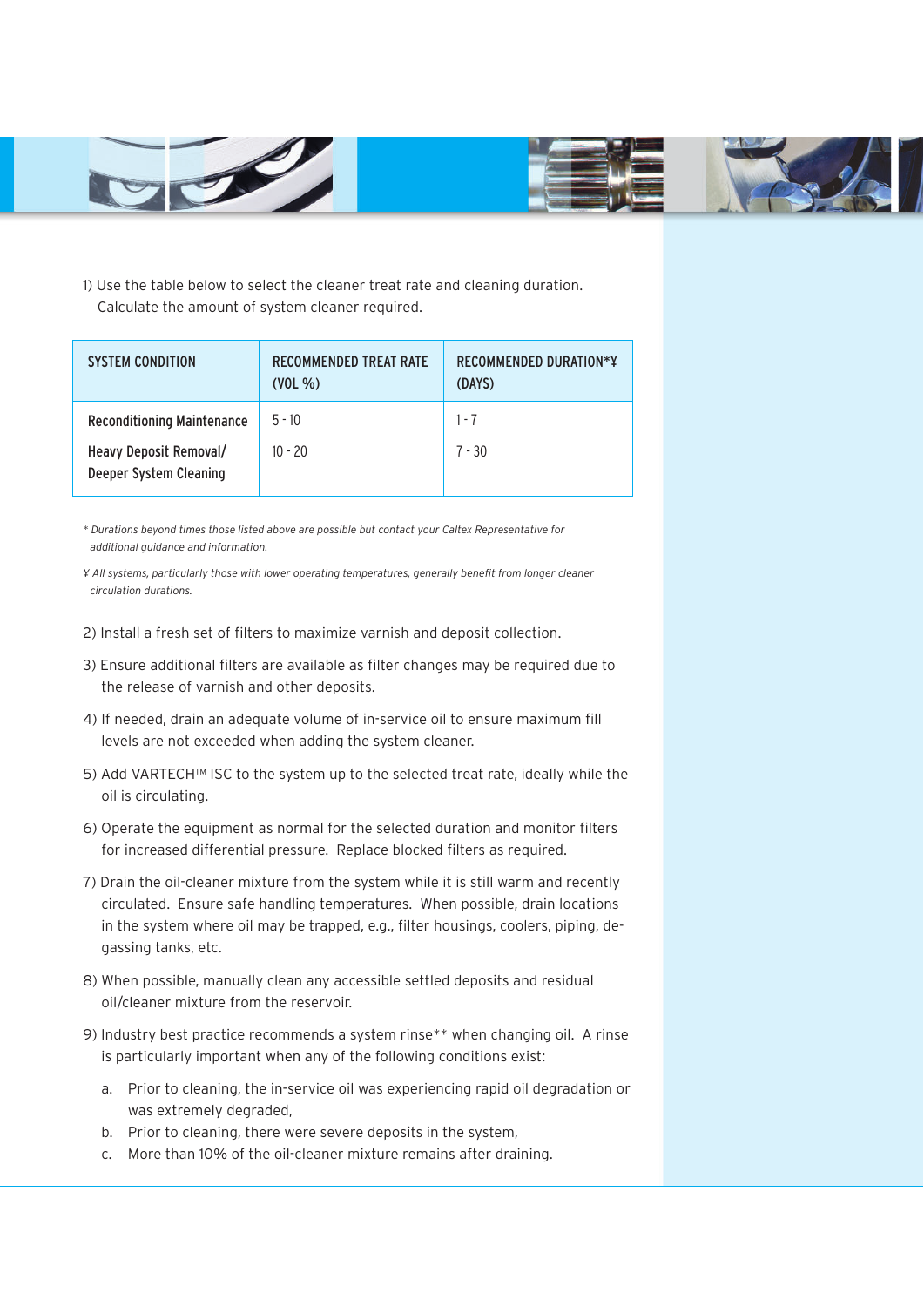1) Use the table below to select the cleaner treat rate and cleaning duration. Calculate the amount of system cleaner required.

| SYSTEM CONDITION | RECOMMENDED TREAT RATE (VOL %) | RECOMMENDED DURATION*¥ (DAYS) |
|---|---|---|
| Reconditioning Maintenance | 5 - 10 | 1 - 7 |
| Heavy Deposit Removal/ Deeper System Cleaning | 10 - 20 | 7 - 30 |

*\* Durations beyond times those listed above are possible but contact your Caltex Representative for additional guidance and information.*

*¥ All systems, particularly those with lower operating temperatures, generally benefit from longer cleaner circulation durations.*

2) Install a fresh set of filters to maximize varnish and deposit collection.

3) Ensure additional filters are available as filter changes may be required due to the release of varnish and other deposits.

4) If needed, drain an adequate volume of in-service oil to ensure maximum fill levels are not exceeded when adding the system cleaner.

5) Add VARTECH™ ISC to the system up to the selected treat rate, ideally while the oil is circulating.

6) Operate the equipment as normal for the selected duration and monitor filters for increased differential pressure. Replace blocked filters as required.

7) Drain the oil-cleaner mixture from the system while it is still warm and recently circulated. Ensure safe handling temperatures. When possible, drain locations in the system where oil may be trapped, e.g., filter housings, coolers, piping, de-gassing tanks, etc.

8) When possible, manually clean any accessible settled deposits and residual oil/cleaner mixture from the reservoir.

9) Industry best practice recommends a system rinse** when changing oil. A rinse is particularly important when any of the following conditions exist:

   a. Prior to cleaning, the in-service oil was experiencing rapid oil degradation or was extremely degraded,
   b. Prior to cleaning, there were severe deposits in the system,
   c. More than 10% of the oil-cleaner mixture remains after draining.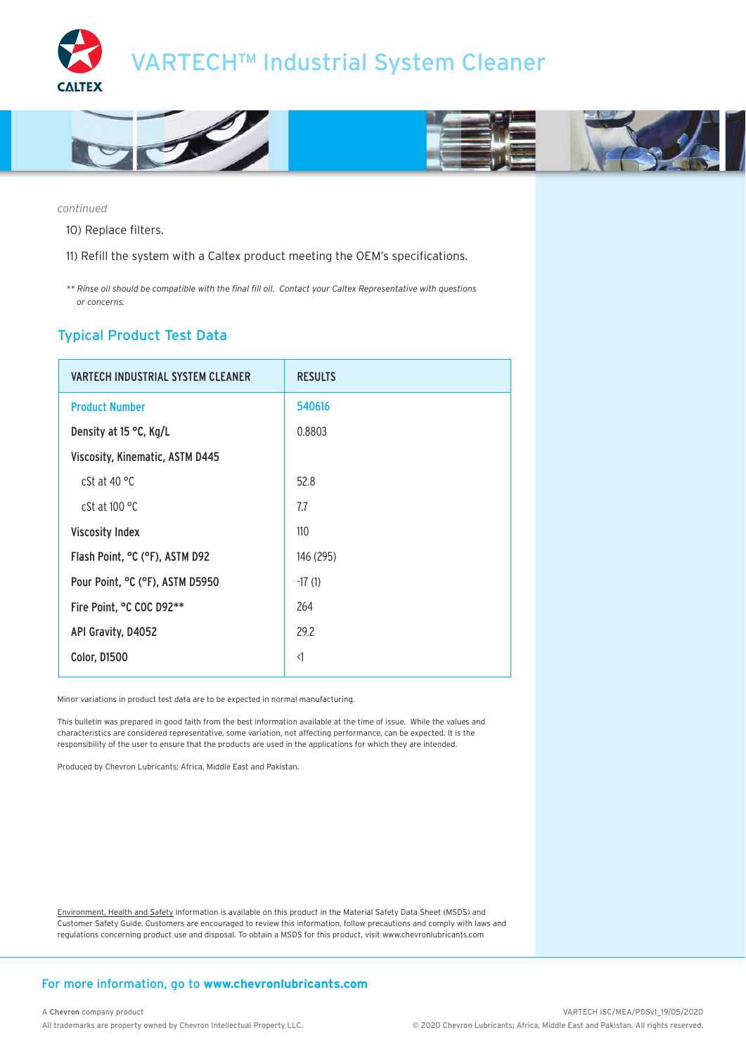# VARTECH™ Industrial System Cleaner

*continued*

10) Replace filters.

11) Refill the system with a Caltex product meeting the OEM's specifications.

*** Rinse oil should be compatible with the final fill oil. Contact your Caltex Representative with questions or concerns.*

## Typical Product Test Data

| VARTECH INDUSTRIAL SYSTEM CLEANER | RESULTS |
|---|---|
| Product Number | 540616 |
| Density at 15 °C, Kg/L | 0.8803 |
| Viscosity, Kinematic, ASTM D445 | |
| cSt at 40 °C | 52.8 |
| cSt at 100 °C | 7.7 |
| Viscosity Index | 110 |
| Flash Point, °C (°F), ASTM D92 | 146 (295) |
| Pour Point, °C (°F), ASTM D5950 | -17 (1) |
| Fire Point, °C COC D92** | 264 |
| API Gravity, D4052 | 29.2 |
| Color, D1500 | <1 |

Minor variations in product test data are to be expected in normal manufacturing.

This bulletin was prepared in good faith from the best information available at the time of issue. While the values and characteristics are considered representative, some variation, not affecting performance, can be expected. It is the responsibility of the user to ensure that the products are used in the applications for which they are intended.

Produced by Chevron Lubricants; Africa, Middle East and Pakistan.

Environment, Health and Safety Information is available on this product in the Material Safety Data Sheet (MSDS) and Customer Safety Guide. Customers are encouraged to review this information, follow precautions and comply with laws and regulations concerning product use and disposal. To obtain a MSDS for this product, visit www.chevronlubricants.com

For more information, go to **www.chevronlubricants.com**

A **Chevron** company product

All trademarks are property owned by Chevron Intellectual Property LLC.

VARTECH ISC/MEA/PDSv1_19/05/2020

© 2020 Chevron Lubricants; Africa, Middle East and Pakistan. All rights reserved.